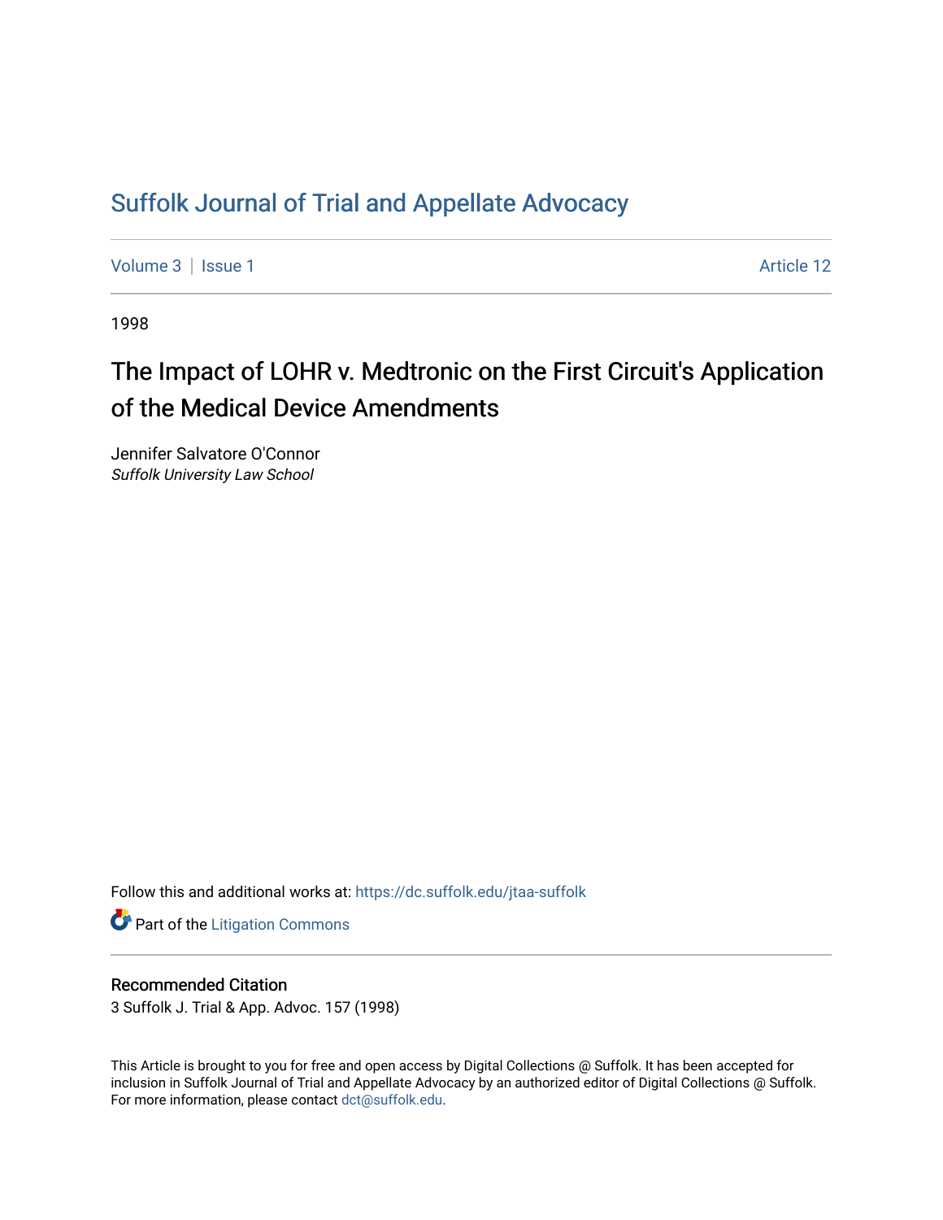# Suffolk Journal of Trial and Appellate Advocacy

Volume 3 | Issue 1 | Article 12

1998

## The Impact of LOHR v. Medtronic on the First Circuit's Application of the Medical Device Amendments

Jennifer Salvatore O'Connor
*Suffolk University Law School*

Follow this and additional works at: https://dc.suffolk.edu/jtaa-suffolk

Part of the Litigation Commons

### Recommended Citation

3 Suffolk J. Trial & App. Advoc. 157 (1998)

This Article is brought to you for free and open access by Digital Collections @ Suffolk. It has been accepted for inclusion in Suffolk Journal of Trial and Appellate Advocacy by an authorized editor of Digital Collections @ Suffolk. For more information, please contact dct@suffolk.edu.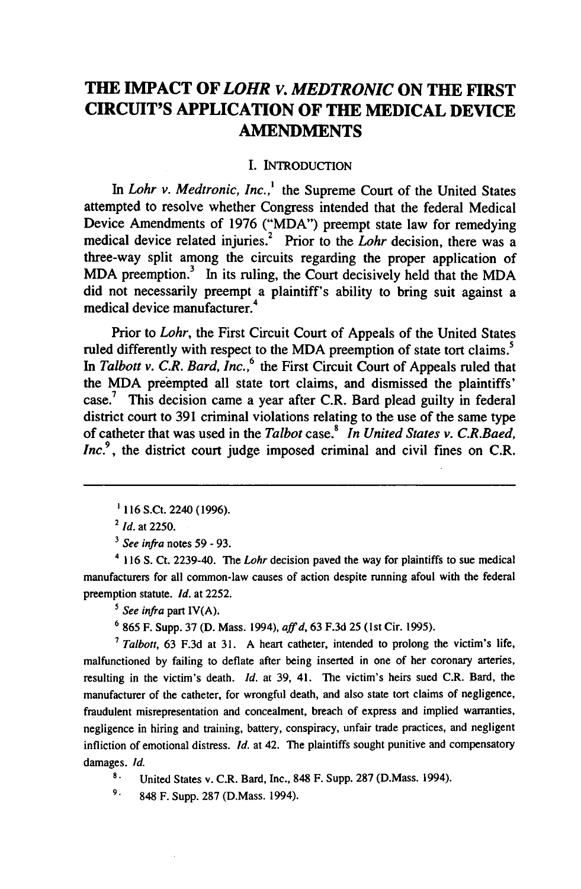# THE IMPACT OF *LOHR v. MEDTRONIC* ON THE FIRST CIRCUIT'S APPLICATION OF THE MEDICAL DEVICE AMENDMENTS

## I. INTRODUCTION

In *Lohr v. Medtronic, Inc.*,[1] the Supreme Court of the United States attempted to resolve whether Congress intended that the federal Medical Device Amendments of 1976 ("MDA") preempt state law for remedying medical device related injuries.[2] Prior to the *Lohr* decision, there was a three-way split among the circuits regarding the proper application of MDA preemption.[3] In its ruling, the Court decisively held that the MDA did not necessarily preempt a plaintiff's ability to bring suit against a medical device manufacturer.[4]

Prior to *Lohr*, the First Circuit Court of Appeals of the United States ruled differently with respect to the MDA preemption of state tort claims.[5] In *Talbott v. C.R. Bard, Inc.*,[6] the First Circuit Court of Appeals ruled that the MDA preëmpted all state tort claims, and dismissed the plaintiffs' case.[7] This decision came a year after C.R. Bard plead guilty in federal district court to 391 criminal violations relating to the use of the same type of catheter that was used in the *Talbot* case.[8] *In United States v. C.R.Baed, Inc.*[9], the district court judge imposed criminal and civil fines on C.R.

---

[1] 116 S.Ct. 2240 (1996).

[2] *Id.* at 2250.

[3] *See infra* notes 59 - 93.

[4] 116 S. Ct. 2239-40. The *Lohr* decision paved the way for plaintiffs to sue medical manufacturers for all common-law causes of action despite running afoul with the federal preemption statute. *Id.* at 2252.

[5] *See infra* part IV(A).

[6] 865 F. Supp. 37 (D. Mass. 1994), *aff'd*, 63 F.3d 25 (1st Cir. 1995).

[7] *Talbott*, 63 F.3d at 31. A heart catheter, intended to prolong the victim's life, malfunctioned by failing to deflate after being inserted in one of her coronary arteries, resulting in the victim's death. *Id.* at 39, 41. The victim's heirs sued C.R. Bard, the manufacturer of the catheter, for wrongful death, and also state tort claims of negligence, fraudulent misrepresentation and concealment, breach of express and implied warranties, negligence in hiring and training, battery, conspiracy, unfair trade practices, and negligent infliction of emotional distress. *Id.* at 42. The plaintiffs sought punitive and compensatory damages. *Id.*

[8] United States v. C.R. Bard, Inc., 848 F. Supp. 287 (D.Mass. 1994).

[9] 848 F. Supp. 287 (D.Mass. 1994).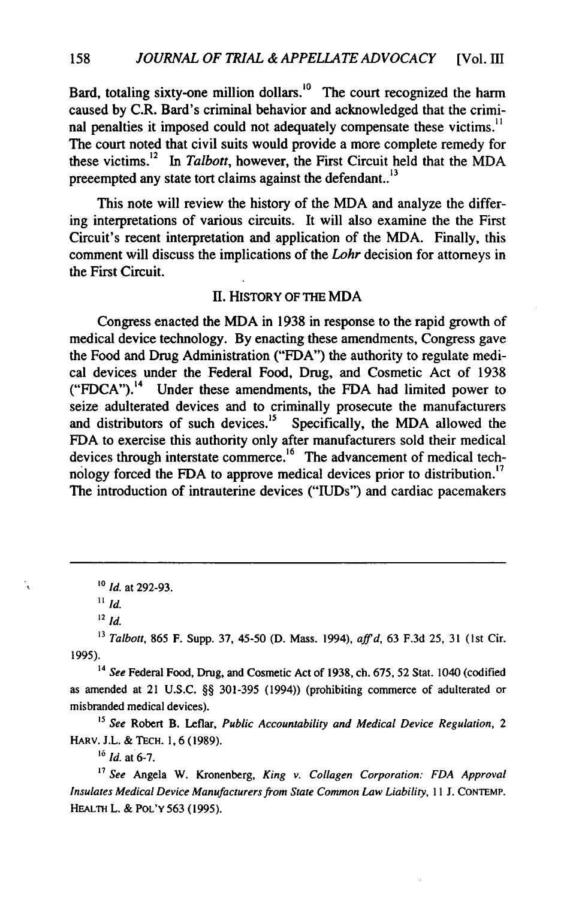Bard, totaling sixty-one million dollars.[10] The court recognized the harm caused by C.R. Bard's criminal behavior and acknowledged that the criminal penalties it imposed could not adequately compensate these victims.[11] The court noted that civil suits would provide a more complete remedy for these victims.[12] In *Talbott*, however, the First Circuit held that the MDA preeempted any state tort claims against the defendant..[13]

This note will review the history of the MDA and analyze the differing interpretations of various circuits. It will also examine the the First Circuit's recent interpretation and application of the MDA. Finally, this comment will discuss the implications of the *Lohr* decision for attorneys in the First Circuit.

## II. HISTORY OF THE MDA

Congress enacted the MDA in 1938 in response to the rapid growth of medical device technology. By enacting these amendments, Congress gave the Food and Drug Administration ("FDA") the authority to regulate medical devices under the Federal Food, Drug, and Cosmetic Act of 1938 ("FDCA").[14] Under these amendments, the FDA had limited power to seize adulterated devices and to criminally prosecute the manufacturers and distributors of such devices.[15] Specifically, the MDA allowed the FDA to exercise this authority only after manufacturers sold their medical devices through interstate commerce.[16] The advancement of medical technology forced the FDA to approve medical devices prior to distribution.[17] The introduction of intrauterine devices ("IUDs") and cardiac pacemakers

---

[10] *Id.* at 292-93.

[11] *Id.*

[12] *Id.*

[13] *Talbott*, 865 F. Supp. 37, 45-50 (D. Mass. 1994), *aff'd*, 63 F.3d 25, 31 (1st Cir. 1995).

[14] *See* Federal Food, Drug, and Cosmetic Act of 1938, ch. 675, 52 Stat. 1040 (codified as amended at 21 U.S.C. §§ 301-395 (1994)) (prohibiting commerce of adulterated or misbranded medical devices).

[15] *See* Robert B. Leflar, *Public Accountability and Medical Device Regulation*, 2 HARV. J.L. & TECH. 1, 6 (1989).

[16] *Id.* at 6-7.

[17] *See* Angela W. Kronenberg, *King v. Collagen Corporation: FDA Approval Insulates Medical Device Manufacturers from State Common Law Liability*, 11 J. CONTEMP. HEALTH L. & POL'Y 563 (1995).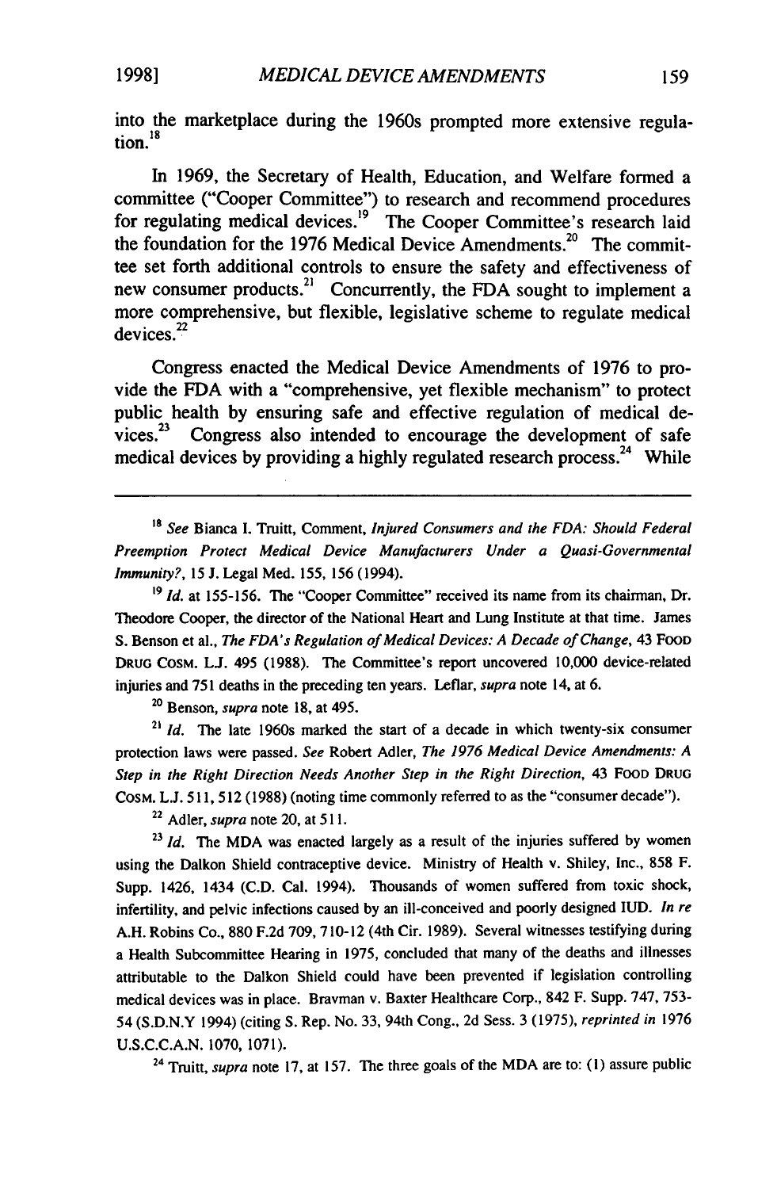into the marketplace during the 1960s prompted more extensive regulation.[18]

In 1969, the Secretary of Health, Education, and Welfare formed a committee ("Cooper Committee") to research and recommend procedures for regulating medical devices.[19] The Cooper Committee's research laid the foundation for the 1976 Medical Device Amendments.[20] The committee set forth additional controls to ensure the safety and effectiveness of new consumer products.[21] Concurrently, the FDA sought to implement a more comprehensive, but flexible, legislative scheme to regulate medical devices.[22]

Congress enacted the Medical Device Amendments of 1976 to provide the FDA with a "comprehensive, yet flexible mechanism" to protect public health by ensuring safe and effective regulation of medical devices.[23] Congress also intended to encourage the development of safe medical devices by providing a highly regulated research process.[24] While

---

[18] *See* Bianca I. Truitt, Comment, *Injured Consumers and the FDA: Should Federal Preemption Protect Medical Device Manufacturers Under a Quasi-Governmental Immunity?*, 15 J. Legal Med. 155, 156 (1994).

[19] *Id.* at 155-156. The "Cooper Committee" received its name from its chairman, Dr. Theodore Cooper, the director of the National Heart and Lung Institute at that time. James S. Benson et al., *The FDA's Regulation of Medical Devices: A Decade of Change*, 43 FOOD DRUG COSM. L.J. 495 (1988). The Committee's report uncovered 10,000 device-related injuries and 751 deaths in the preceding ten years. Leflar, *supra* note 14, at 6.

[20] Benson, *supra* note 18, at 495.

[21] *Id.* The late 1960s marked the start of a decade in which twenty-six consumer protection laws were passed. *See* Robert Adler, *The 1976 Medical Device Amendments: A Step in the Right Direction Needs Another Step in the Right Direction*, 43 FOOD DRUG COSM. L.J. 511, 512 (1988) (noting time commonly referred to as the "consumer decade").

[22] Adler, *supra* note 20, at 511.

[23] *Id.* The MDA was enacted largely as a result of the injuries suffered by women using the Dalkon Shield contraceptive device. Ministry of Health v. Shiley, Inc., 858 F. Supp. 1426, 1434 (C.D. Cal. 1994). Thousands of women suffered from toxic shock, infertility, and pelvic infections caused by an ill-conceived and poorly designed IUD. *In re* A.H. Robins Co., 880 F.2d 709, 710-12 (4th Cir. 1989). Several witnesses testifying during a Health Subcommittee Hearing in 1975, concluded that many of the deaths and illnesses attributable to the Dalkon Shield could have been prevented if legislation controlling medical devices was in place. Bravman v. Baxter Healthcare Corp., 842 F. Supp. 747, 753-54 (S.D.N.Y 1994) (citing S. Rep. No. 33, 94th Cong., 2d Sess. 3 (1975), *reprinted in* 1976 U.S.C.C.A.N. 1070, 1071).

[24] Truitt, *supra* note 17, at 157. The three goals of the MDA are to: (1) assure public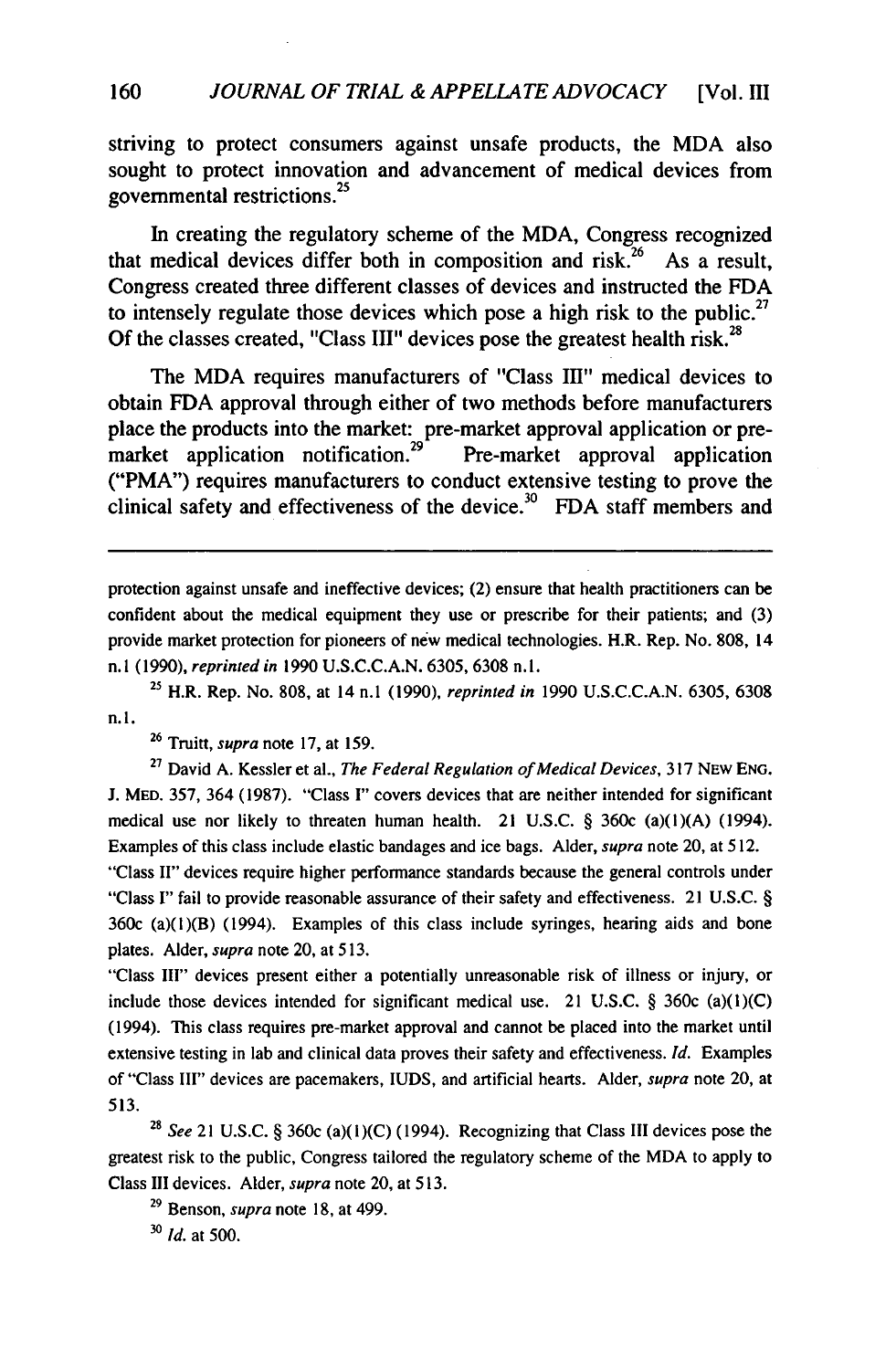striving to protect consumers against unsafe products, the MDA also sought to protect innovation and advancement of medical devices from governmental restrictions.[25]

In creating the regulatory scheme of the MDA, Congress recognized that medical devices differ both in composition and risk.[26] As a result, Congress created three different classes of devices and instructed the FDA to intensely regulate those devices which pose a high risk to the public.[27] Of the classes created, "Class III" devices pose the greatest health risk.[28]

The MDA requires manufacturers of "Class III" medical devices to obtain FDA approval through either of two methods before manufacturers place the products into the market: pre-market approval application or pre-market application notification.[29] Pre-market approval application ("PMA") requires manufacturers to conduct extensive testing to prove the clinical safety and effectiveness of the device.[30] FDA staff members and

---

protection against unsafe and ineffective devices; (2) ensure that health practitioners can be confident about the medical equipment they use or prescribe for their patients; and (3) provide market protection for pioneers of new medical technologies. H.R. Rep. No. 808, 14 n.1 (1990), *reprinted in* 1990 U.S.C.C.A.N. 6305, 6308 n.1.

[25] H.R. Rep. No. 808, at 14 n.1 (1990), *reprinted in* 1990 U.S.C.C.A.N. 6305, 6308 n.1.

[26] Truitt, *supra* note 17, at 159.

[27] David A. Kessler et al., *The Federal Regulation of Medical Devices*, 317 NEW ENG. J. MED. 357, 364 (1987). "Class I" covers devices that are neither intended for significant medical use nor likely to threaten human health. 21 U.S.C. § 360c (a)(1)(A) (1994). Examples of this class include elastic bandages and ice bags. Alder, *supra* note 20, at 512.
"Class II" devices require higher performance standards because the general controls under "Class I" fail to provide reasonable assurance of their safety and effectiveness. 21 U.S.C. § 360c (a)(1)(B) (1994). Examples of this class include syringes, hearing aids and bone plates. Alder, *supra* note 20, at 513.
"Class III" devices present either a potentially unreasonable risk of illness or injury, or include those devices intended for significant medical use. 21 U.S.C. § 360c (a)(1)(C) (1994). This class requires pre-market approval and cannot be placed into the market until extensive testing in lab and clinical data proves their safety and effectiveness. *Id.* Examples of "Class III" devices are pacemakers, IUDS, and artificial hearts. Alder, *supra* note 20, at 513.

[28] *See* 21 U.S.C. § 360c (a)(1)(C) (1994). Recognizing that Class III devices pose the greatest risk to the public, Congress tailored the regulatory scheme of the MDA to apply to Class III devices. Alder, *supra* note 20, at 513.

[29] Benson, *supra* note 18, at 499.

[30] *Id.* at 500.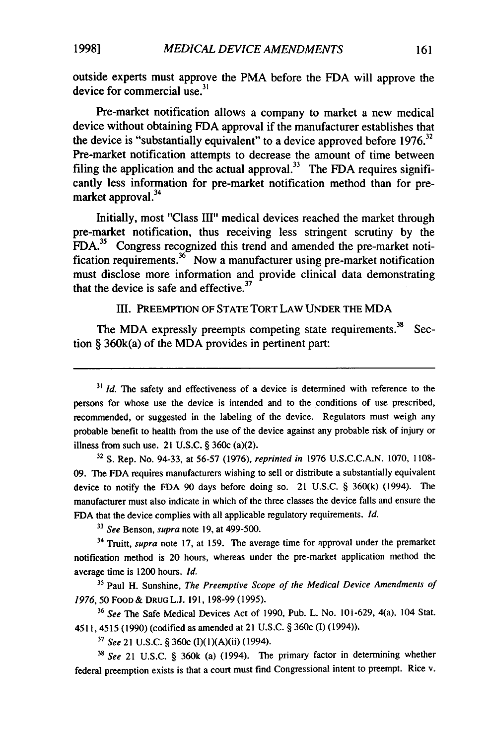outside experts must approve the PMA before the FDA will approve the device for commercial use.[31]

Pre-market notification allows a company to market a new medical device without obtaining FDA approval if the manufacturer establishes that the device is "substantially equivalent" to a device approved before 1976.[32] Pre-market notification attempts to decrease the amount of time between filing the application and the actual approval.[33] The FDA requires significantly less information for pre-market notification method than for pre-market approval.[34]

Initially, most "Class III" medical devices reached the market through pre-market notification, thus receiving less stringent scrutiny by the FDA.[35] Congress recognized this trend and amended the pre-market notification requirements.[36] Now a manufacturer using pre-market notification must disclose more information and provide clinical data demonstrating that the device is safe and effective.[37]

## III. PREEMPTION OF STATE TORT LAW UNDER THE MDA

The MDA expressly preempts competing state requirements.[38] Section § 360k(a) of the MDA provides in pertinent part:

---

[31] *Id.* The safety and effectiveness of a device is determined with reference to the persons for whose use the device is intended and to the conditions of use prescribed, recommended, or suggested in the labeling of the device. Regulators must weigh any probable benefit to health from the use of the device against any probable risk of injury or illness from such use. 21 U.S.C. § 360c (a)(2).

[32] S. Rep. No. 94-33, at 56-57 (1976), *reprinted in* 1976 U.S.C.C.A.N. 1070, 1108-09. The FDA requires manufacturers wishing to sell or distribute a substantially equivalent device to notify the FDA 90 days before doing so. 21 U.S.C. § 360(k) (1994). The manufacturer must also indicate in which of the three classes the device falls and ensure the FDA that the device complies with all applicable regulatory requirements. *Id.*

[33] *See* Benson, *supra* note 19, at 499-500.

[34] Truitt, *supra* note 17, at 159. The average time for approval under the premarket notification method is 20 hours, whereas under the pre-market application method the average time is 1200 hours. *Id.*

[35] Paul H. Sunshine, *The Preemptive Scope of the Medical Device Amendments of 1976*, 50 FOOD & DRUG L.J. 191, 198-99 (1995).

[36] *See* The Safe Medical Devices Act of 1990, Pub. L. No. 101-629, 4(a), 104 Stat. 4511, 4515 (1990) (codified as amended at 21 U.S.C. § 360c (I) (1994)).

[37] *See* 21 U.S.C. § 360c (I)(1)(A)(ii) (1994).

[38] *See* 21 U.S.C. § 360k (a) (1994). The primary factor in determining whether federal preemption exists is that a court must find Congressional intent to preempt. Rice v.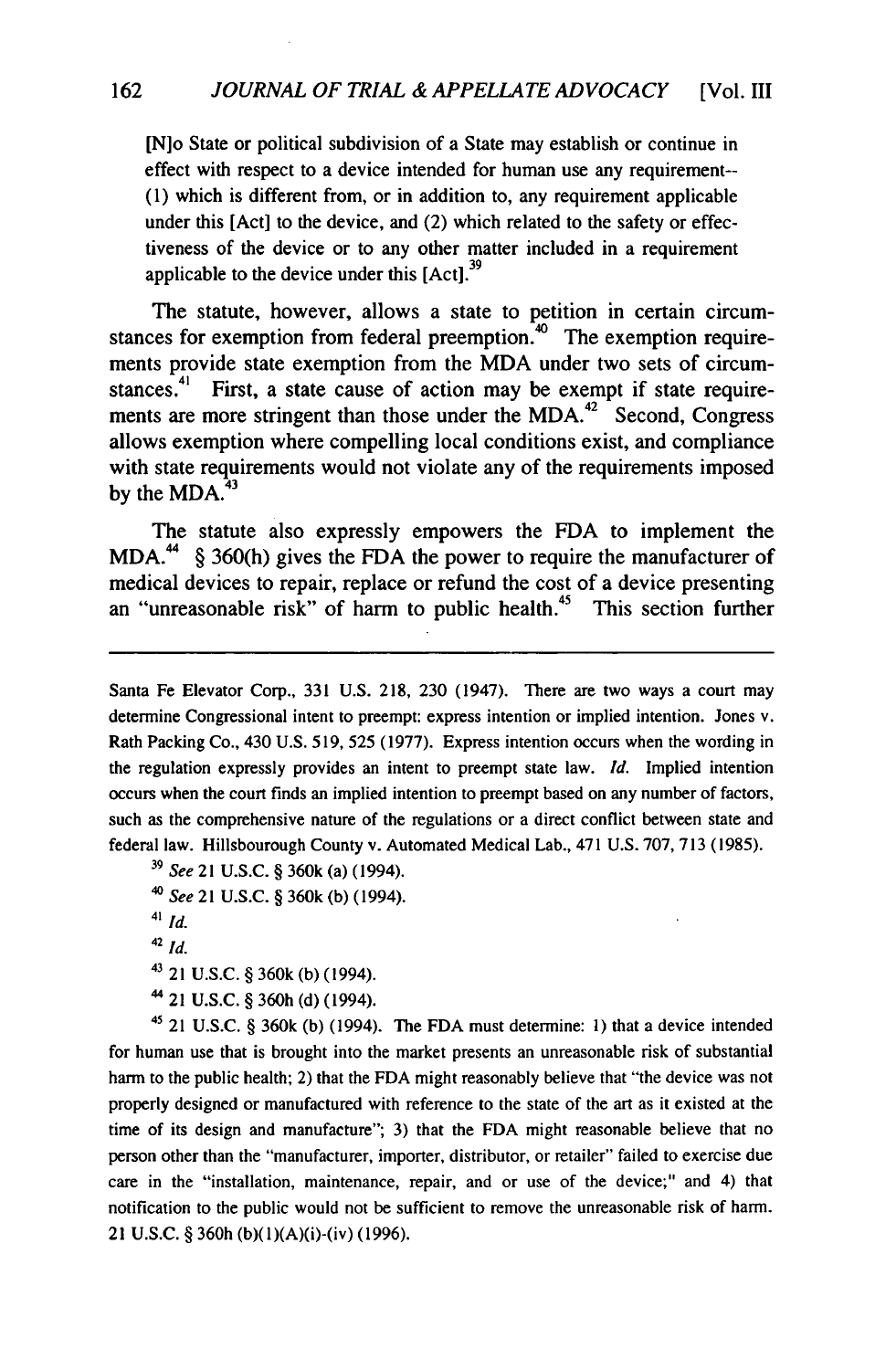> [N]o State or political subdivision of a State may establish or continue in effect with respect to a device intended for human use any requirement-- (1) which is different from, or in addition to, any requirement applicable under this [Act] to the device, and (2) which related to the safety or effectiveness of the device or to any other matter included in a requirement applicable to the device under this [Act].[39]

The statute, however, allows a state to petition in certain circumstances for exemption from federal preemption.[40] The exemption requirements provide state exemption from the MDA under two sets of circumstances.[41] First, a state cause of action may be exempt if state requirements are more stringent than those under the MDA.[42] Second, Congress allows exemption where compelling local conditions exist, and compliance with state requirements would not violate any of the requirements imposed by the MDA.[43]

The statute also expressly empowers the FDA to implement the MDA.[44] § 360(h) gives the FDA the power to require the manufacturer of medical devices to repair, replace or refund the cost of a device presenting an "unreasonable risk" of harm to public health.[45] This section further

---

Santa Fe Elevator Corp., 331 U.S. 218, 230 (1947). There are two ways a court may determine Congressional intent to preempt: express intention or implied intention. Jones v. Rath Packing Co., 430 U.S. 519, 525 (1977). Express intention occurs when the wording in the regulation expressly provides an intent to preempt state law. *Id.* Implied intention occurs when the court finds an implied intention to preempt based on any number of factors, such as the comprehensive nature of the regulations or a direct conflict between state and federal law. Hillsbourough County v. Automated Medical Lab., 471 U.S. 707, 713 (1985).

[39] *See* 21 U.S.C. § 360k (a) (1994).

[40] *See* 21 U.S.C. § 360k (b) (1994).

[41] *Id.*

[42] *Id.*

[43] 21 U.S.C. § 360k (b) (1994).

[44] 21 U.S.C. § 360h (d) (1994).

[45] 21 U.S.C. § 360k (b) (1994). The FDA must determine: 1) that a device intended for human use that is brought into the market presents an unreasonable risk of substantial harm to the public health; 2) that the FDA might reasonably believe that "the device was not properly designed or manufactured with reference to the state of the art as it existed at the time of its design and manufacture"; 3) that the FDA might reasonable believe that no person other than the "manufacturer, importer, distributor, or retailer" failed to exercise due care in the "installation, maintenance, repair, and or use of the device;" and 4) that notification to the public would not be sufficient to remove the unreasonable risk of harm. 21 U.S.C. § 360h (b)(1)(A)(i)-(iv) (1996).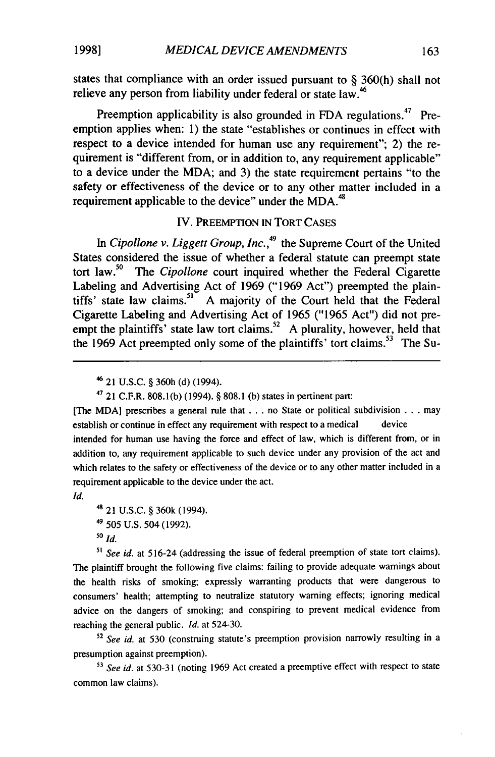states that compliance with an order issued pursuant to § 360(h) shall not relieve any person from liability under federal or state law.[46]

Preemption applicability is also grounded in FDA regulations.[47] Preemption applies when: 1) the state "establishes or continues in effect with respect to a device intended for human use any requirement"; 2) the requirement is "different from, or in addition to, any requirement applicable" to a device under the MDA; and 3) the state requirement pertains "to the safety or effectiveness of the device or to any other matter included in a requirement applicable to the device" under the MDA.[48]

## IV. PREEMPTION IN TORT CASES

In *Cipollone v. Liggett Group, Inc.*,[49] the Supreme Court of the United States considered the issue of whether a federal statute can preempt state tort law.[50] The *Cipollone* court inquired whether the Federal Cigarette Labeling and Advertising Act of 1969 ("1969 Act") preempted the plaintiffs' state law claims.[51] A majority of the Court held that the Federal Cigarette Labeling and Advertising Act of 1965 ("1965 Act") did not preempt the plaintiffs' state law tort claims.[52] A plurality, however, held that the 1969 Act preempted only some of the plaintiffs' tort claims.[53] The Su-

---

[46] 21 U.S.C. § 360h (d) (1994).

[47] 21 C.F.R. 808.1(b) (1994). § 808.1 (b) states in pertinent part:

[The MDA] prescribes a general rule that . . . no State or political subdivision . . . may establish or continue in effect any requirement with respect to a medical device intended for human use having the force and effect of law, which is different from, or in addition to, any requirement applicable to such device under any provision of the act and which relates to the safety or effectiveness of the device or to any other matter included in a requirement applicable to the device under the act.

*Id.*

[48] 21 U.S.C. § 360k (1994).

[49] 505 U.S. 504 (1992).

[50] *Id.*

[51] *See id.* at 516-24 (addressing the issue of federal preemption of state tort claims). The plaintiff brought the following five claims: failing to provide adequate warnings about the health risks of smoking; expressly warranting products that were dangerous to consumers' health; attempting to neutralize statutory warning effects; ignoring medical advice on the dangers of smoking; and conspiring to prevent medical evidence from reaching the general public. *Id.* at 524-30.

[52] *See id.* at 530 (construing statute's preemption provision narrowly resulting in a presumption against preemption).

[53] *See id.* at 530-31 (noting 1969 Act created a preemptive effect with respect to state common law claims).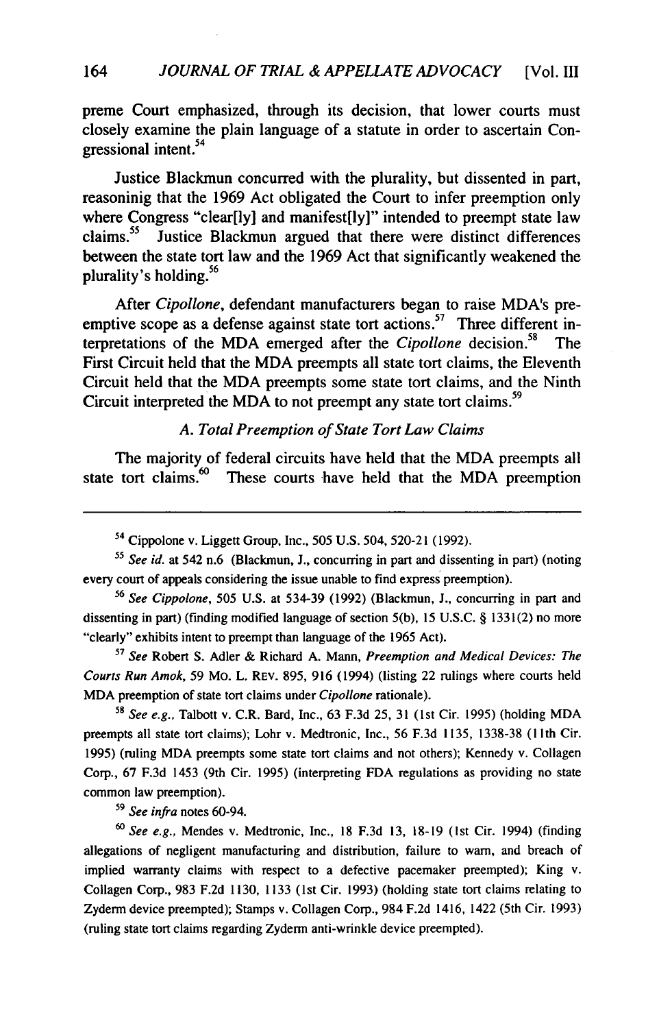preme Court emphasized, through its decision, that lower courts must closely examine the plain language of a statute in order to ascertain Congressional intent.[54]

Justice Blackmun concurred with the plurality, but dissented in part, reasoninig that the 1969 Act obligated the Court to infer preemption only where Congress "clear[ly] and manifest[ly]" intended to preempt state law claims.[55] Justice Blackmun argued that there were distinct differences between the state tort law and the 1969 Act that significantly weakened the plurality's holding.[56]

After *Cipollone*, defendant manufacturers began to raise MDA's preemptive scope as a defense against state tort actions.[57] Three different interpretations of the MDA emerged after the *Cipollone* decision.[58] The First Circuit held that the MDA preempts all state tort claims, the Eleventh Circuit held that the MDA preempts some state tort claims, and the Ninth Circuit interpreted the MDA to not preempt any state tort claims.[59]

### *A. Total Preemption of State Tort Law Claims*

The majority of federal circuits have held that the MDA preempts all state tort claims.[60] These courts have held that the MDA preemption

---

[54] Cippolone v. Liggett Group, Inc., 505 U.S. 504, 520-21 (1992).

[55] *See id.* at 542 n.6 (Blackmun, J., concurring in part and dissenting in part) (noting every court of appeals considering the issue unable to find express preemption).

[56] *See Cippolone*, 505 U.S. at 534-39 (1992) (Blackmun, J., concurring in part and dissenting in part) (finding modified language of section 5(b), 15 U.S.C. § 1331(2) no more "clearly" exhibits intent to preempt than language of the 1965 Act).

[57] *See* Robert S. Adler & Richard A. Mann, *Preemption and Medical Devices: The Courts Run Amok*, 59 MO. L. REV. 895, 916 (1994) (listing 22 rulings where courts held MDA preemption of state tort claims under *Cipollone* rationale).

[58] *See e.g.*, Talbott v. C.R. Bard, Inc., 63 F.3d 25, 31 (1st Cir. 1995) (holding MDA preempts all state tort claims); Lohr v. Medtronic, Inc., 56 F.3d 1135, 1338-38 (11th Cir. 1995) (ruling MDA preempts some state tort claims and not others); Kennedy v. Collagen Corp., 67 F.3d 1453 (9th Cir. 1995) (interpreting FDA regulations as providing no state common law preemption).

[59] *See infra* notes 60-94.

[60] *See e.g.*, Mendes v. Medtronic, Inc., 18 F.3d 13, 18-19 (1st Cir. 1994) (finding allegations of negligent manufacturing and distribution, failure to warn, and breach of implied warranty claims with respect to a defective pacemaker preempted); King v. Collagen Corp., 983 F.2d 1130, 1133 (1st Cir. 1993) (holding state tort claims relating to Zyderm device preempted); Stamps v. Collagen Corp., 984 F.2d 1416, 1422 (5th Cir. 1993) (ruling state tort claims regarding Zyderm anti-wrinkle device preempted).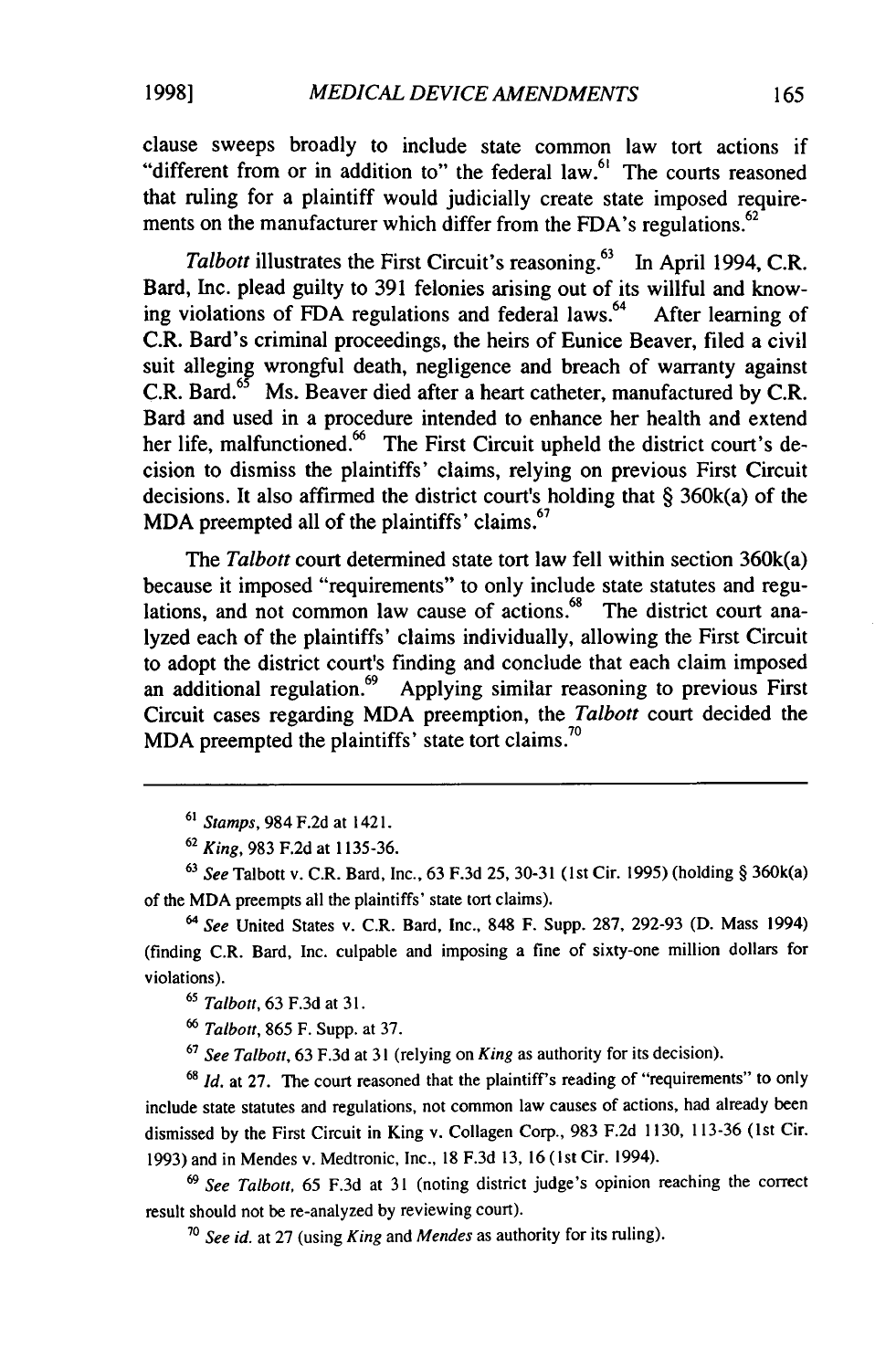clause sweeps broadly to include state common law tort actions if "different from or in addition to" the federal law.[61] The courts reasoned that ruling for a plaintiff would judicially create state imposed requirements on the manufacturer which differ from the FDA's regulations.[62]

*Talbott* illustrates the First Circuit's reasoning.[63] In April 1994, C.R. Bard, Inc. plead guilty to 391 felonies arising out of its willful and knowing violations of FDA regulations and federal laws.[64] After learning of C.R. Bard's criminal proceedings, the heirs of Eunice Beaver, filed a civil suit alleging wrongful death, negligence and breach of warranty against C.R. Bard.[65] Ms. Beaver died after a heart catheter, manufactured by C.R. Bard and used in a procedure intended to enhance her health and extend her life, malfunctioned.[66] The First Circuit upheld the district court's decision to dismiss the plaintiffs' claims, relying on previous First Circuit decisions. It also affirmed the district court's holding that § 360k(a) of the MDA preempted all of the plaintiffs' claims.[67]

The *Talbott* court determined state tort law fell within section 360k(a) because it imposed "requirements" to only include state statutes and regulations, and not common law cause of actions.[68] The district court analyzed each of the plaintiffs' claims individually, allowing the First Circuit to adopt the district court's finding and conclude that each claim imposed an additional regulation.[69] Applying similar reasoning to previous First Circuit cases regarding MDA preemption, the *Talbott* court decided the MDA preempted the plaintiffs' state tort claims.[70]

---

[61] *Stamps*, 984 F.2d at 1421.

[62] *King*, 983 F.2d at 1135-36.

[63] *See* Talbott v. C.R. Bard, Inc., 63 F.3d 25, 30-31 (1st Cir. 1995) (holding § 360k(a) of the MDA preempts all the plaintiffs' state tort claims).

[64] *See* United States v. C.R. Bard, Inc., 848 F. Supp. 287, 292-93 (D. Mass 1994) (finding C.R. Bard, Inc. culpable and imposing a fine of sixty-one million dollars for violations).

[65] *Talbott*, 63 F.3d at 31.

[66] *Talbott*, 865 F. Supp. at 37.

[67] *See Talbott*, 63 F.3d at 31 (relying on *King* as authority for its decision).

[68] *Id.* at 27. The court reasoned that the plaintiff's reading of "requirements" to only include state statutes and regulations, not common law causes of actions, had already been dismissed by the First Circuit in King v. Collagen Corp., 983 F.2d 1130, 113-36 (1st Cir. 1993) and in Mendes v. Medtronic, Inc., 18 F.3d 13, 16 (1st Cir. 1994).

[69] *See Talbott*, 65 F.3d at 31 (noting district judge's opinion reaching the correct result should not be re-analyzed by reviewing court).

[70] *See id.* at 27 (using *King* and *Mendes* as authority for its ruling).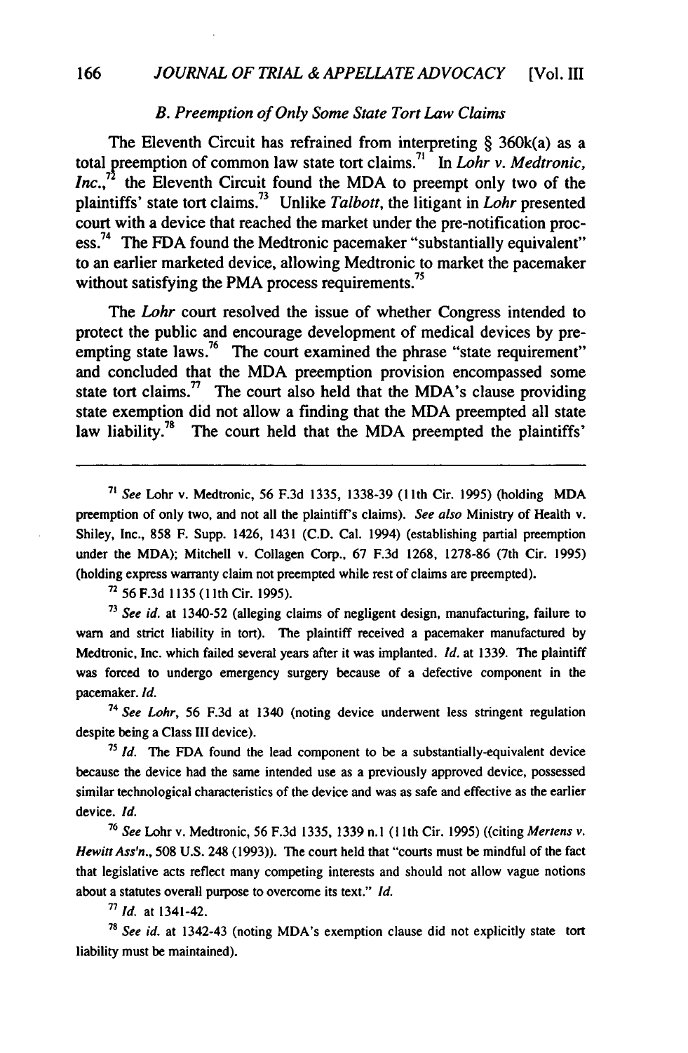### *B. Preemption of Only Some State Tort Law Claims*

The Eleventh Circuit has refrained from interpreting § 360k(a) as a total preemption of common law state tort claims.[71] In *Lohr v. Medtronic, Inc.*,[72] the Eleventh Circuit found the MDA to preempt only two of the plaintiffs' state tort claims.[73] Unlike *Talbott*, the litigant in *Lohr* presented court with a device that reached the market under the pre-notification process.[74] The FDA found the Medtronic pacemaker "substantially equivalent" to an earlier marketed device, allowing Medtronic to market the pacemaker without satisfying the PMA process requirements.[75]

The *Lohr* court resolved the issue of whether Congress intended to protect the public and encourage development of medical devices by preempting state laws.[76] The court examined the phrase "state requirement" and concluded that the MDA preemption provision encompassed some state tort claims.[77] The court also held that the MDA's clause providing state exemption did not allow a finding that the MDA preempted all state law liability.[78] The court held that the MDA preempted the plaintiffs'

---

[71] *See* Lohr v. Medtronic, 56 F.3d 1335, 1338-39 (11th Cir. 1995) (holding MDA preemption of only two, and not all the plaintiff's claims). *See also* Ministry of Health v. Shiley, Inc., 858 F. Supp. 1426, 1431 (C.D. Cal. 1994) (establishing partial preemption under the MDA); Mitchell v. Collagen Corp., 67 F.3d 1268, 1278-86 (7th Cir. 1995) (holding express warranty claim not preempted while rest of claims are preempted).

[72] 56 F.3d 1135 (11th Cir. 1995).

[73] *See id.* at 1340-52 (alleging claims of negligent design, manufacturing, failure to warn and strict liability in tort). The plaintiff received a pacemaker manufactured by Medtronic, Inc. which failed several years after it was implanted. *Id.* at 1339. The plaintiff was forced to undergo emergency surgery because of a defective component in the pacemaker. *Id.*

[74] *See Lohr*, 56 F.3d at 1340 (noting device underwent less stringent regulation despite being a Class III device).

[75] *Id.* The FDA found the lead component to be a substantially-equivalent device because the device had the same intended use as a previously approved device, possessed similar technological characteristics of the device and was as safe and effective as the earlier device. *Id.*

[76] *See* Lohr v. Medtronic, 56 F.3d 1335, 1339 n.1 (11th Cir. 1995) ((citing *Mertens v. Hewitt Ass'n.*, 508 U.S. 248 (1993)). The court held that "courts must be mindful of the fact that legislative acts reflect many competing interests and should not allow vague notions about a statutes overall purpose to overcome its text." *Id.*

[77] *Id.* at 1341-42.

[78] *See id.* at 1342-43 (noting MDA's exemption clause did not explicitly state tort liability must be maintained).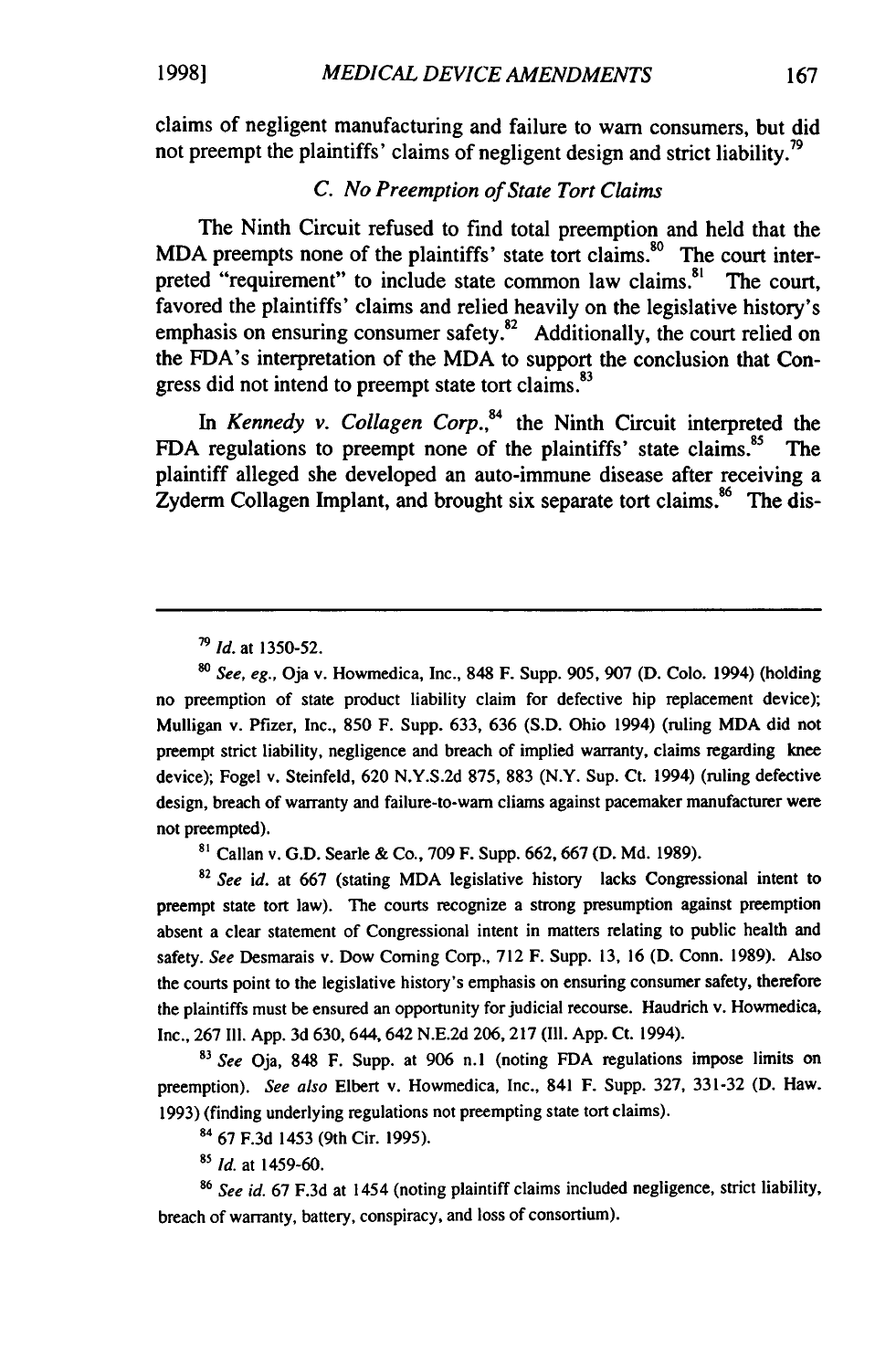claims of negligent manufacturing and failure to warn consumers, but did not preempt the plaintiffs' claims of negligent design and strict liability.[79]

### *C. No Preemption of State Tort Claims*

The Ninth Circuit refused to find total preemption and held that the MDA preempts none of the plaintiffs' state tort claims.[80] The court interpreted "requirement" to include state common law claims.[81] The court, favored the plaintiffs' claims and relied heavily on the legislative history's emphasis on ensuring consumer safety.[82] Additionally, the court relied on the FDA's interpretation of the MDA to support the conclusion that Congress did not intend to preempt state tort claims.[83]

In *Kennedy v. Collagen Corp.*,[84] the Ninth Circuit interpreted the FDA regulations to preempt none of the plaintiffs' state claims.[85] The plaintiff alleged she developed an auto-immune disease after receiving a Zyderm Collagen Implant, and brought six separate tort claims.[86] The dis-

---

[79] *Id.* at 1350-52.

[80] *See, eg.*, Oja v. Howmedica, Inc., 848 F. Supp. 905, 907 (D. Colo. 1994) (holding no preemption of state product liability claim for defective hip replacement device); Mulligan v. Pfizer, Inc., 850 F. Supp. 633, 636 (S.D. Ohio 1994) (ruling MDA did not preempt strict liability, negligence and breach of implied warranty, claims regarding knee device); Fogel v. Steinfeld, 620 N.Y.S.2d 875, 883 (N.Y. Sup. Ct. 1994) (ruling defective design, breach of warranty and failure-to-warn cliams against pacemaker manufacturer were not preempted).

[81] Callan v. G.D. Searle & Co., 709 F. Supp. 662, 667 (D. Md. 1989).

[82] *See id.* at 667 (stating MDA legislative history lacks Congressional intent to preempt state tort law). The courts recognize a strong presumption against preemption absent a clear statement of Congressional intent in matters relating to public health and safety. *See* Desmarais v. Dow Corning Corp., 712 F. Supp. 13, 16 (D. Conn. 1989). Also the courts point to the legislative history's emphasis on ensuring consumer safety, therefore the plaintiffs must be ensured an opportunity for judicial recourse. Haudrich v. Howmedica, Inc., 267 Ill. App. 3d 630, 644, 642 N.E.2d 206, 217 (Ill. App. Ct. 1994).

[83] *See* Oja, 848 F. Supp. at 906 n.1 (noting FDA regulations impose limits on preemption). *See also* Elbert v. Howmedica, Inc., 841 F. Supp. 327, 331-32 (D. Haw. 1993) (finding underlying regulations not preempting state tort claims).

[84] 67 F.3d 1453 (9th Cir. 1995).

[85] *Id.* at 1459-60.

[86] *See id.* 67 F.3d at 1454 (noting plaintiff claims included negligence, strict liability, breach of warranty, battery, conspiracy, and loss of consortium).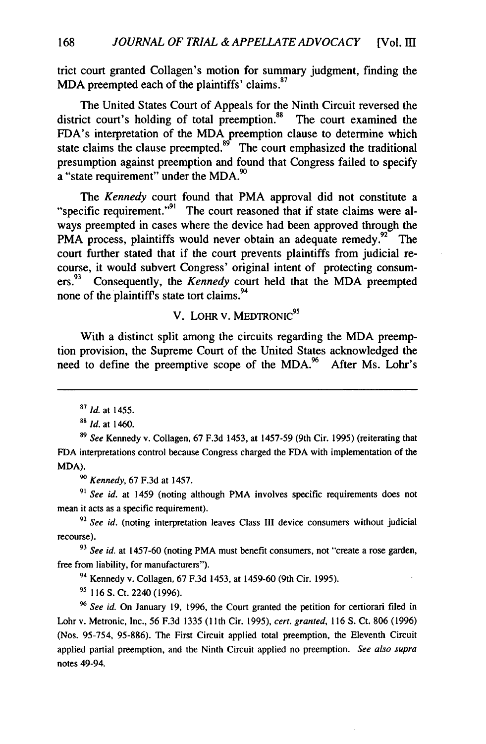trict court granted Collagen's motion for summary judgment, finding the MDA preempted each of the plaintiffs' claims.[87]

The United States Court of Appeals for the Ninth Circuit reversed the district court's holding of total preemption.[88] The court examined the FDA's interpretation of the MDA preemption clause to determine which state claims the clause preempted.[89] The court emphasized the traditional presumption against preemption and found that Congress failed to specify a "state requirement" under the MDA.[90]

The *Kennedy* court found that PMA approval did not constitute a "specific requirement."[91] The court reasoned that if state claims were always preempted in cases where the device had been approved through the PMA process, plaintiffs would never obtain an adequate remedy.[92] The court further stated that if the court prevents plaintiffs from judicial recourse, it would subvert Congress' original intent of protecting consumers.[93] Consequently, the *Kennedy* court held that the MDA preempted none of the plaintiff's state tort claims.[94]

## V. LOHR V. MEDTRONIC[95]

With a distinct split among the circuits regarding the MDA preemption provision, the Supreme Court of the United States acknowledged the need to define the preemptive scope of the MDA.[96] After Ms. Lohr's

---

[87] *Id.* at 1455.

[88] *Id.* at 1460.

[89] *See* Kennedy v. Collagen, 67 F.3d 1453, at 1457-59 (9th Cir. 1995) (reiterating that FDA interpretations control because Congress charged the FDA with implementation of the MDA).

[90] *Kennedy*, 67 F.3d at 1457.

[91] *See id.* at 1459 (noting although PMA involves specific requirements does not mean it acts as a specific requirement).

[92] *See id.* (noting interpretation leaves Class III device consumers without judicial recourse).

[93] *See id.* at 1457-60 (noting PMA must benefit consumers, not "create a rose garden, free from liability, for manufacturers").

[94] Kennedy v. Collagen, 67 F.3d 1453, at 1459-60 (9th Cir. 1995).

[95] 116 S. Ct. 2240 (1996).

[96] *See id.* On January 19, 1996, the Court granted the petition for certiorari filed in Lohr v. Metronic, Inc., 56 F.3d 1335 (11th Cir. 1995), *cert. granted*, 116 S. Ct. 806 (1996) (Nos. 95-754, 95-886). The First Circuit applied total preemption, the Eleventh Circuit applied partial preemption, and the Ninth Circuit applied no preemption. *See also supra* notes 49-94.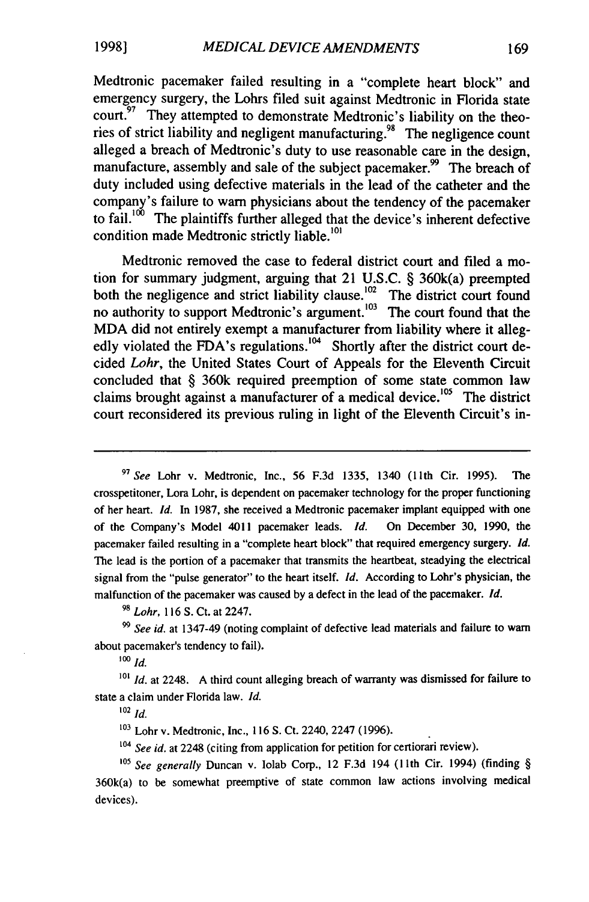Medtronic pacemaker failed resulting in a "complete heart block" and emergency surgery, the Lohrs filed suit against Medtronic in Florida state court.[97] They attempted to demonstrate Medtronic's liability on the theories of strict liability and negligent manufacturing.[98] The negligence count alleged a breach of Medtronic's duty to use reasonable care in the design, manufacture, assembly and sale of the subject pacemaker.[99] The breach of duty included using defective materials in the lead of the catheter and the company's failure to warn physicians about the tendency of the pacemaker to fail.[100] The plaintiffs further alleged that the device's inherent defective condition made Medtronic strictly liable.[101]

Medtronic removed the case to federal district court and filed a motion for summary judgment, arguing that 21 U.S.C. § 360k(a) preempted both the negligence and strict liability clause.[102] The district court found no authority to support Medtronic's argument.[103] The court found that the MDA did not entirely exempt a manufacturer from liability where it allegedly violated the FDA's regulations.[104] Shortly after the district court decided *Lohr*, the United States Court of Appeals for the Eleventh Circuit concluded that § 360k required preemption of some state common law claims brought against a manufacturer of a medical device.[105] The district court reconsidered its previous ruling in light of the Eleventh Circuit's in-

---

[97] *See* Lohr v. Medtronic, Inc., 56 F.3d 1335, 1340 (11th Cir. 1995). The crosspetitoner, Lora Lohr, is dependent on pacemaker technology for the proper functioning of her heart. *Id.* In 1987, she received a Medtronic pacemaker implant equipped with one of the Company's Model 4011 pacemaker leads. *Id.* On December 30, 1990, the pacemaker failed resulting in a "complete heart block" that required emergency surgery. *Id.* The lead is the portion of a pacemaker that transmits the heartbeat, steadying the electrical signal from the "pulse generator" to the heart itself. *Id.* According to Lohr's physician, the malfunction of the pacemaker was caused by a defect in the lead of the pacemaker. *Id.*

[98] *Lohr*, 116 S. Ct. at 2247.

[99] *See id.* at 1347-49 (noting complaint of defective lead materials and failure to warn about pacemaker's tendency to fail).

[100] *Id.*

[101] *Id.* at 2248. A third count alleging breach of warranty was dismissed for failure to state a claim under Florida law. *Id.*

[102] *Id.*

[103] Lohr v. Medtronic, Inc., 116 S. Ct. 2240, 2247 (1996).

[104] *See id.* at 2248 (citing from application for petition for certiorari review).

[105] *See generally* Duncan v. Iolab Corp., 12 F.3d 194 (11th Cir. 1994) (finding § 360k(a) to be somewhat preemptive of state common law actions involving medical devices).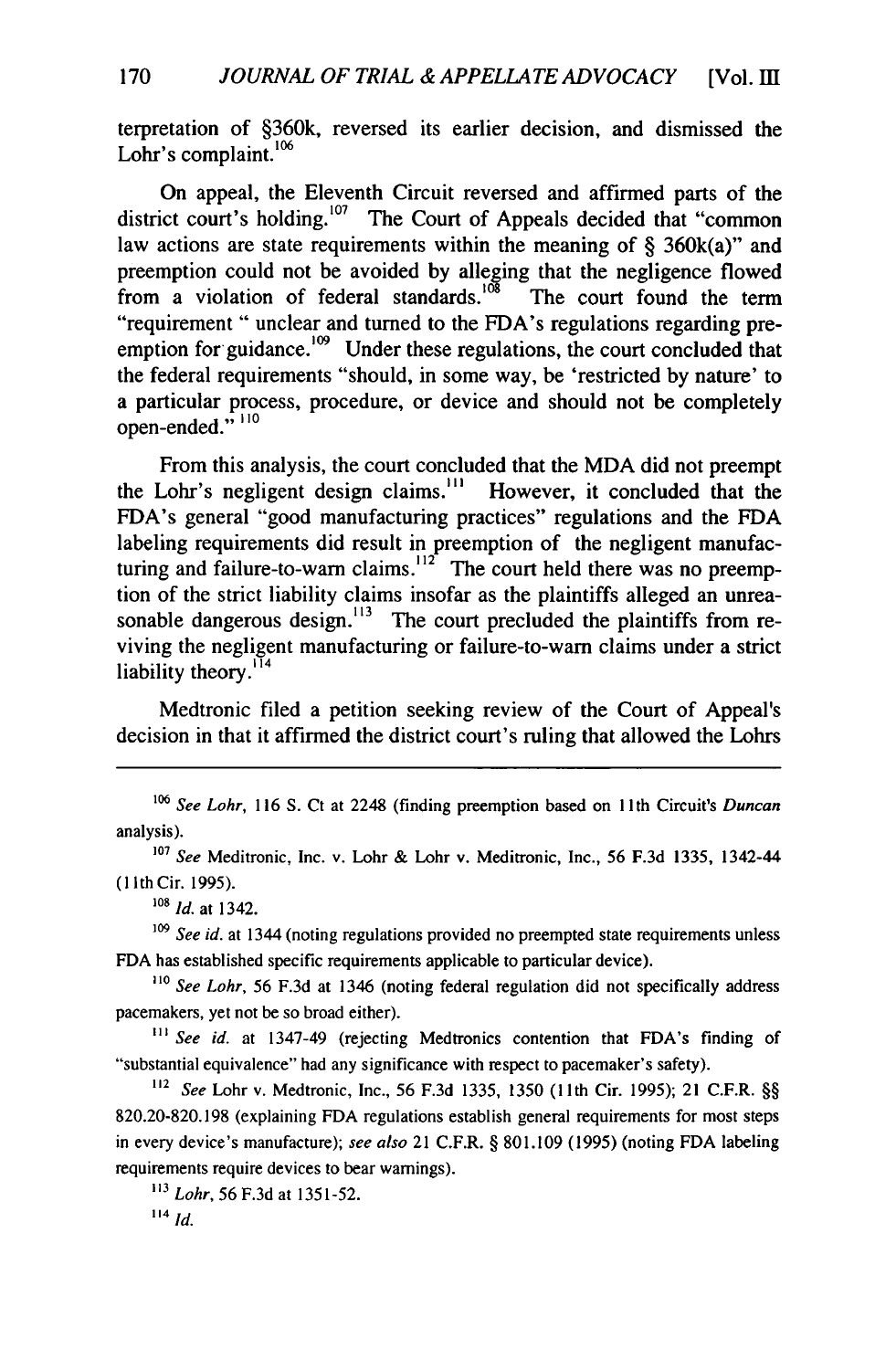terpretation of §360k, reversed its earlier decision, and dismissed the Lohr's complaint.[106]

On appeal, the Eleventh Circuit reversed and affirmed parts of the district court's holding.[107] The Court of Appeals decided that "common law actions are state requirements within the meaning of § 360k(a)" and preemption could not be avoided by alleging that the negligence flowed from a violation of federal standards.[108] The court found the term "requirement " unclear and turned to the FDA's regulations regarding preemption for guidance.[109] Under these regulations, the court concluded that the federal requirements "should, in some way, be 'restricted by nature' to a particular process, procedure, or device and should not be completely open-ended."[110]

From this analysis, the court concluded that the MDA did not preempt the Lohr's negligent design claims.[111] However, it concluded that the FDA's general "good manufacturing practices" regulations and the FDA labeling requirements did result in preemption of the negligent manufacturing and failure-to-warn claims.[112] The court held there was no preemption of the strict liability claims insofar as the plaintiffs alleged an unreasonable dangerous design.[113] The court precluded the plaintiffs from reviving the negligent manufacturing or failure-to-warn claims under a strict liability theory.[114]

Medtronic filed a petition seeking review of the Court of Appeal's decision in that it affirmed the district court's ruling that allowed the Lohrs

---

[106] *See Lohr*, 116 S. Ct at 2248 (finding preemption based on 11th Circuit's *Duncan* analysis).

[107] *See* Meditronic, Inc. v. Lohr & Lohr v. Meditronic, Inc., 56 F.3d 1335, 1342-44 (11th Cir. 1995).

[108] *Id.* at 1342.

[109] *See id.* at 1344 (noting regulations provided no preempted state requirements unless FDA has established specific requirements applicable to particular device).

[110] *See Lohr*, 56 F.3d at 1346 (noting federal regulation did not specifically address pacemakers, yet not be so broad either).

[111] *See id.* at 1347-49 (rejecting Medtronics contention that FDA's finding of "substantial equivalence" had any significance with respect to pacemaker's safety).

[112] *See* Lohr v. Medtronic, Inc., 56 F.3d 1335, 1350 (11th Cir. 1995); 21 C.F.R. §§ 820.20-820.198 (explaining FDA regulations establish general requirements for most steps in every device's manufacture); *see also* 21 C.F.R. § 801.109 (1995) (noting FDA labeling requirements require devices to bear warnings).

[113] *Lohr*, 56 F.3d at 1351-52.

[114] *Id.*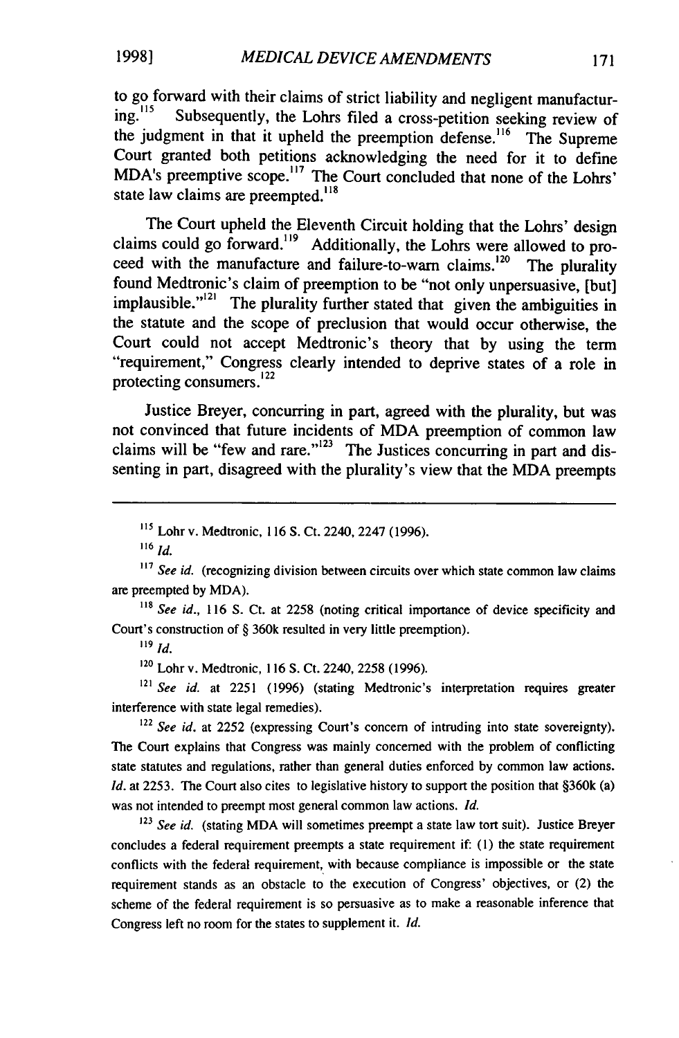to go forward with their claims of strict liability and negligent manufacturing.[115] Subsequently, the Lohrs filed a cross-petition seeking review of the judgment in that it upheld the preemption defense.[116] The Supreme Court granted both petitions acknowledging the need for it to define MDA's preemptive scope.[117] The Court concluded that none of the Lohrs' state law claims are preempted.[118]

The Court upheld the Eleventh Circuit holding that the Lohrs' design claims could go forward.[119] Additionally, the Lohrs were allowed to proceed with the manufacture and failure-to-warn claims.[120] The plurality found Medtronic's claim of preemption to be "not only unpersuasive, [but] implausible."[121] The plurality further stated that given the ambiguities in the statute and the scope of preclusion that would occur otherwise, the Court could not accept Medtronic's theory that by using the term "requirement," Congress clearly intended to deprive states of a role in protecting consumers.[122]

Justice Breyer, concurring in part, agreed with the plurality, but was not convinced that future incidents of MDA preemption of common law claims will be "few and rare."[123] The Justices concurring in part and dissenting in part, disagreed with the plurality's view that the MDA preempts

---

[115] Lohr v. Medtronic, 116 S. Ct. 2240, 2247 (1996).

[116] *Id.*

[117] *See id.* (recognizing division between circuits over which state common law claims are preempted by MDA).

[118] *See id.*, 116 S. Ct. at 2258 (noting critical importance of device specificity and Court's construction of § 360k resulted in very little preemption).

[119] *Id.*

[120] Lohr v. Medtronic, 116 S. Ct. 2240, 2258 (1996).

[121] *See id.* at 2251 (1996) (stating Medtronic's interpretation requires greater interference with state legal remedies).

[122] *See id.* at 2252 (expressing Court's concern of intruding into state sovereignty). The Court explains that Congress was mainly concerned with the problem of conflicting state statutes and regulations, rather than general duties enforced by common law actions. *Id.* at 2253. The Court also cites to legislative history to support the position that §360k (a) was not intended to preempt most general common law actions. *Id.*

[123] *See id.* (stating MDA will sometimes preempt a state law tort suit). Justice Breyer concludes a federal requirement preempts a state requirement if: (1) the state requirement conflicts with the federal requirement, with because compliance is impossible or the state requirement stands as an obstacle to the execution of Congress' objectives, or (2) the scheme of the federal requirement is so persuasive as to make a reasonable inference that Congress left no room for the states to supplement it. *Id.*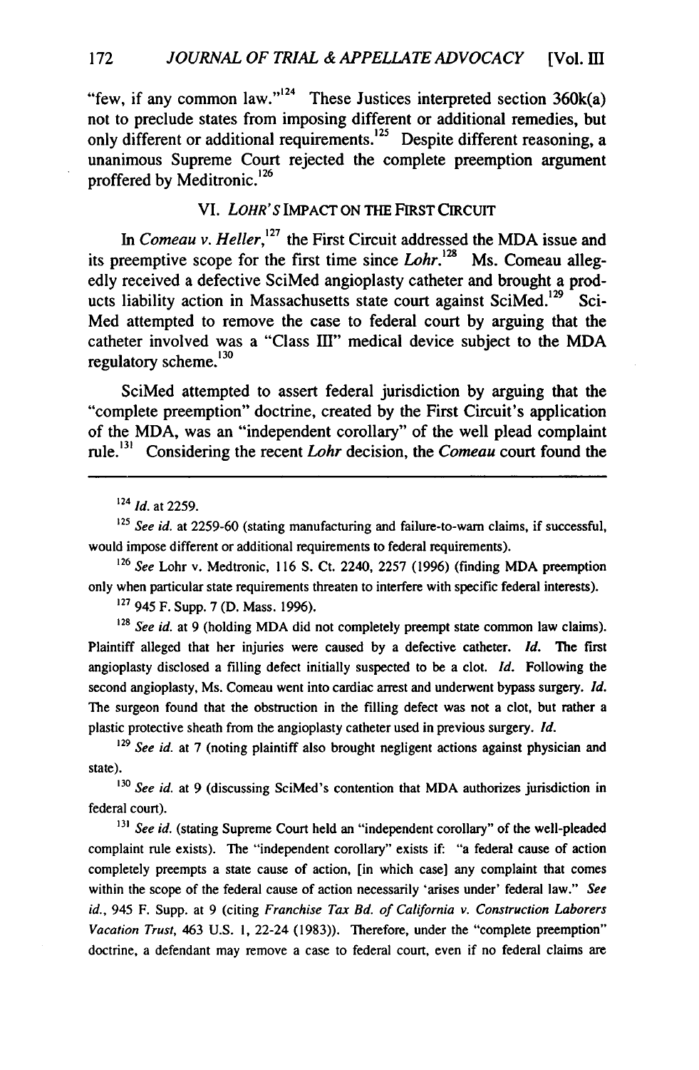"few, if any common law."[124] These Justices interpreted section 360k(a) not to preclude states from imposing different or additional remedies, but only different or additional requirements.[125] Despite different reasoning, a unanimous Supreme Court rejected the complete preemption argument proffered by Meditronic.[126]

## VI. *LOHR'S* IMPACT ON THE FIRST CIRCUIT

In *Comeau v. Heller*,[127] the First Circuit addressed the MDA issue and its preemptive scope for the first time since *Lohr*.[128] Ms. Comeau allegedly received a defective SciMed angioplasty catheter and brought a products liability action in Massachusetts state court against SciMed.[129] SciMed attempted to remove the case to federal court by arguing that the catheter involved was a "Class III" medical device subject to the MDA regulatory scheme.[130]

SciMed attempted to assert federal jurisdiction by arguing that the "complete preemption" doctrine, created by the First Circuit's application of the MDA, was an "independent corollary" of the well plead complaint rule.[131] Considering the recent *Lohr* decision, the *Comeau* court found the

---

[124] *Id.* at 2259.

[125] *See id.* at 2259-60 (stating manufacturing and failure-to-warn claims, if successful, would impose different or additional requirements to federal requirements).

[126] *See* Lohr v. Medtronic, 116 S. Ct. 2240, 2257 (1996) (finding MDA preemption only when particular state requirements threaten to interfere with specific federal interests).

[127] 945 F. Supp. 7 (D. Mass. 1996).

[128] *See id.* at 9 (holding MDA did not completely preempt state common law claims). Plaintiff alleged that her injuries were caused by a defective catheter. *Id.* The first angioplasty disclosed a filling defect initially suspected to be a clot. *Id.* Following the second angioplasty, Ms. Comeau went into cardiac arrest and underwent bypass surgery. *Id.* The surgeon found that the obstruction in the filling defect was not a clot, but rather a plastic protective sheath from the angioplasty catheter used in previous surgery. *Id.*

[129] *See id.* at 7 (noting plaintiff also brought negligent actions against physician and state).

[130] *See id.* at 9 (discussing SciMed's contention that MDA authorizes jurisdiction in federal court).

[131] *See id.* (stating Supreme Court held an "independent corollary" of the well-pleaded complaint rule exists). The "independent corollary" exists if: "a federal cause of action completely preempts a state cause of action, [in which case] any complaint that comes within the scope of the federal cause of action necessarily 'arises under' federal law." *See id.*, 945 F. Supp. at 9 (citing *Franchise Tax Bd. of California v. Construction Laborers Vacation Trust*, 463 U.S. 1, 22-24 (1983)). Therefore, under the "complete preemption" doctrine, a defendant may remove a case to federal court, even if no federal claims are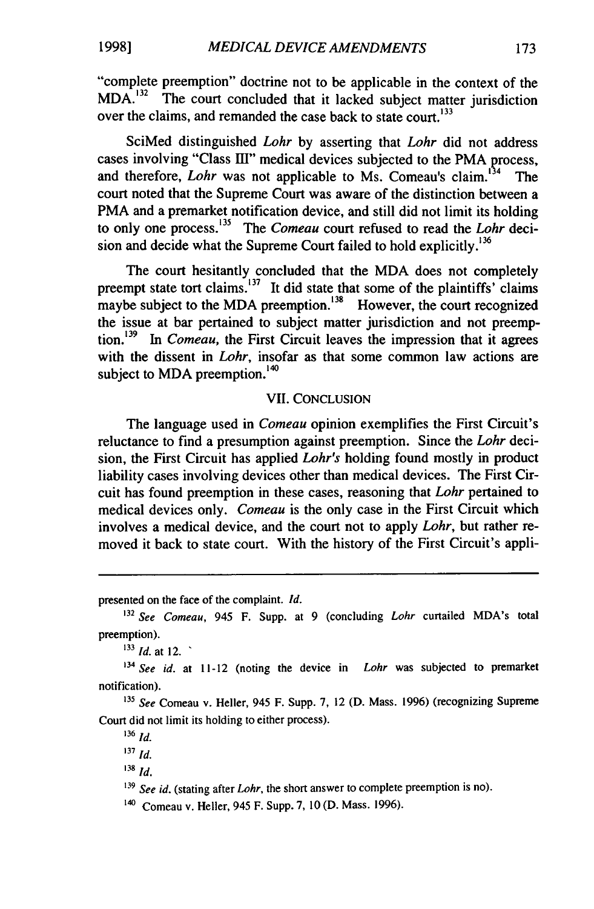"complete preemption" doctrine not to be applicable in the context of the MDA.[132] The court concluded that it lacked subject matter jurisdiction over the claims, and remanded the case back to state court.[133]

SciMed distinguished *Lohr* by asserting that *Lohr* did not address cases involving "Class III" medical devices subjected to the PMA process, and therefore, *Lohr* was not applicable to Ms. Comeau's claim.[134] The court noted that the Supreme Court was aware of the distinction between a PMA and a premarket notification device, and still did not limit its holding to only one process.[135] The *Comeau* court refused to read the *Lohr* decision and decide what the Supreme Court failed to hold explicitly.[136]

The court hesitantly concluded that the MDA does not completely preempt state tort claims.[137] It did state that some of the plaintiffs' claims maybe subject to the MDA preemption.[138] However, the court recognized the issue at bar pertained to subject matter jurisdiction and not preemption.[139] In *Comeau*, the First Circuit leaves the impression that it agrees with the dissent in *Lohr*, insofar as that some common law actions are subject to MDA preemption.[140]

## VII. CONCLUSION

The language used in *Comeau* opinion exemplifies the First Circuit's reluctance to find a presumption against preemption. Since the *Lohr* decision, the First Circuit has applied *Lohr's* holding found mostly in product liability cases involving devices other than medical devices. The First Circuit has found preemption in these cases, reasoning that *Lohr* pertained to medical devices only. *Comeau* is the only case in the First Circuit which involves a medical device, and the court not to apply *Lohr*, but rather removed it back to state court. With the history of the First Circuit's appli-

---

presented on the face of the complaint. *Id.*

[132] *See Comeau*, 945 F. Supp. at 9 (concluding *Lohr* curtailed MDA's total preemption).

[133] *Id.* at 12.

[134] *See id.* at 11-12 (noting the device in *Lohr* was subjected to premarket notification).

[135] *See* Comeau v. Heller, 945 F. Supp. 7, 12 (D. Mass. 1996) (recognizing Supreme Court did not limit its holding to either process).

[136] *Id.*

[137] *Id.*

[138] *Id.*

[139] *See id.* (stating after *Lohr*, the short answer to complete preemption is no).

[140] Comeau v. Heller, 945 F. Supp. 7, 10 (D. Mass. 1996).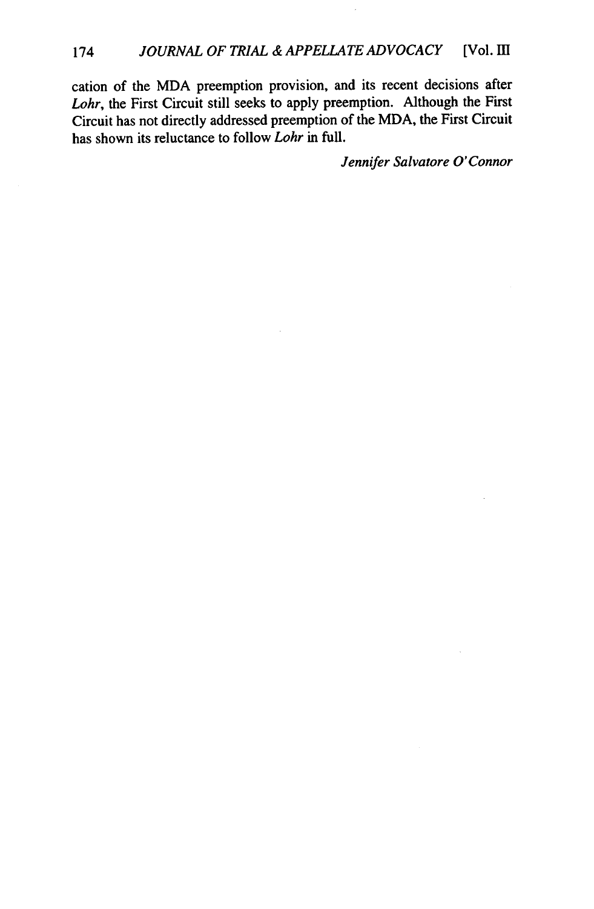cation of the MDA preemption provision, and its recent decisions after *Lohr*, the First Circuit still seeks to apply preemption. Although the First Circuit has not directly addressed preemption of the MDA, the First Circuit has shown its reluctance to follow *Lohr* in full.

*Jennifer Salvatore O'Connor*